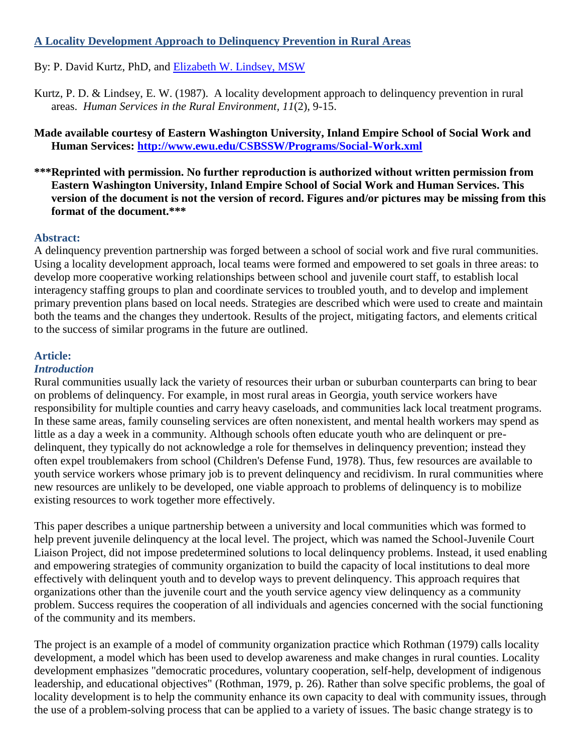# [A Locality Development Approach to Delinquency Prevention in Rural Areas]

By: P. David Kurtz, PhD, and [Elizabeth W. Lindsey, MSW]

Kurtz, P. D. & Lindsey, E. W. (1987). A locality development approach to delinquency prevention in rural areas. *Human Services in the Rural Environment*, *11*(2), 9-15.

**Made available courtesy of Eastern Washington University, Inland Empire School of Social Work and Human Services: [http://www.ewu.edu/CSBSSW/Programs/Social-Work.xml](http://www.ewu.edu/CSBSSW/Programs/Social-Work.xml)**

**\*\*\*Reprinted with permission. No further reproduction is authorized without written permission from Eastern Washington University, Inland Empire School of Social Work and Human Services. This version of the document is not the version of record. Figures and/or pictures may be missing from this format of the document.\*\*\***

## Abstract:

A delinquency prevention partnership was forged between a school of social work and five rural communities. Using a locality development approach, local teams were formed and empowered to set goals in three areas: to develop more cooperative working relationships between school and juvenile court staff, to establish local interagency staffing groups to plan and coordinate services to troubled youth, and to develop and implement primary prevention plans based on local needs. Strategies are described which were used to create and maintain both the teams and the changes they undertook. Results of the project, mitigating factors, and elements critical to the success of similar programs in the future are outlined.

## Article:

### *Introduction*

Rural communities usually lack the variety of resources their urban or suburban counterparts can bring to bear on problems of delinquency. For example, in most rural areas in Georgia, youth service workers have responsibility for multiple counties and carry heavy caseloads, and communities lack local treatment programs. In these same areas, family counseling services are often nonexistent, and mental health workers may spend as little as a day a week in a community. Although schools often educate youth who are delinquent or pre-delinquent, they typically do not acknowledge a role for themselves in delinquency prevention; instead they often expel troublemakers from school (Children's Defense Fund, 1978). Thus, few resources are available to youth service workers whose primary job is to prevent delinquency and recidivism. In rural communities where new resources are unlikely to be developed, one viable approach to problems of delinquency is to mobilize existing resources to work together more effectively.

This paper describes a unique partnership between a university and local communities which was formed to help prevent juvenile delinquency at the local level. The project, which was named the School-Juvenile Court Liaison Project, did not impose predetermined solutions to local delinquency problems. Instead, it used enabling and empowering strategies of community organization to build the capacity of local institutions to deal more effectively with delinquent youth and to develop ways to prevent delinquency. This approach requires that organizations other than the juvenile court and the youth service agency view delinquency as a community problem. Success requires the cooperation of all individuals and agencies concerned with the social functioning of the community and its members.

The project is an example of a model of community organization practice which Rothman (1979) calls locality development, a model which has been used to develop awareness and make changes in rural counties. Locality development emphasizes "democratic procedures, voluntary cooperation, self-help, development of indigenous leadership, and educational objectives" (Rothman, 1979, p. 26). Rather than solve specific problems, the goal of locality development is to help the community enhance its own capacity to deal with community issues, through the use of a problem-solving process that can be applied to a variety of issues. The basic change strategy is to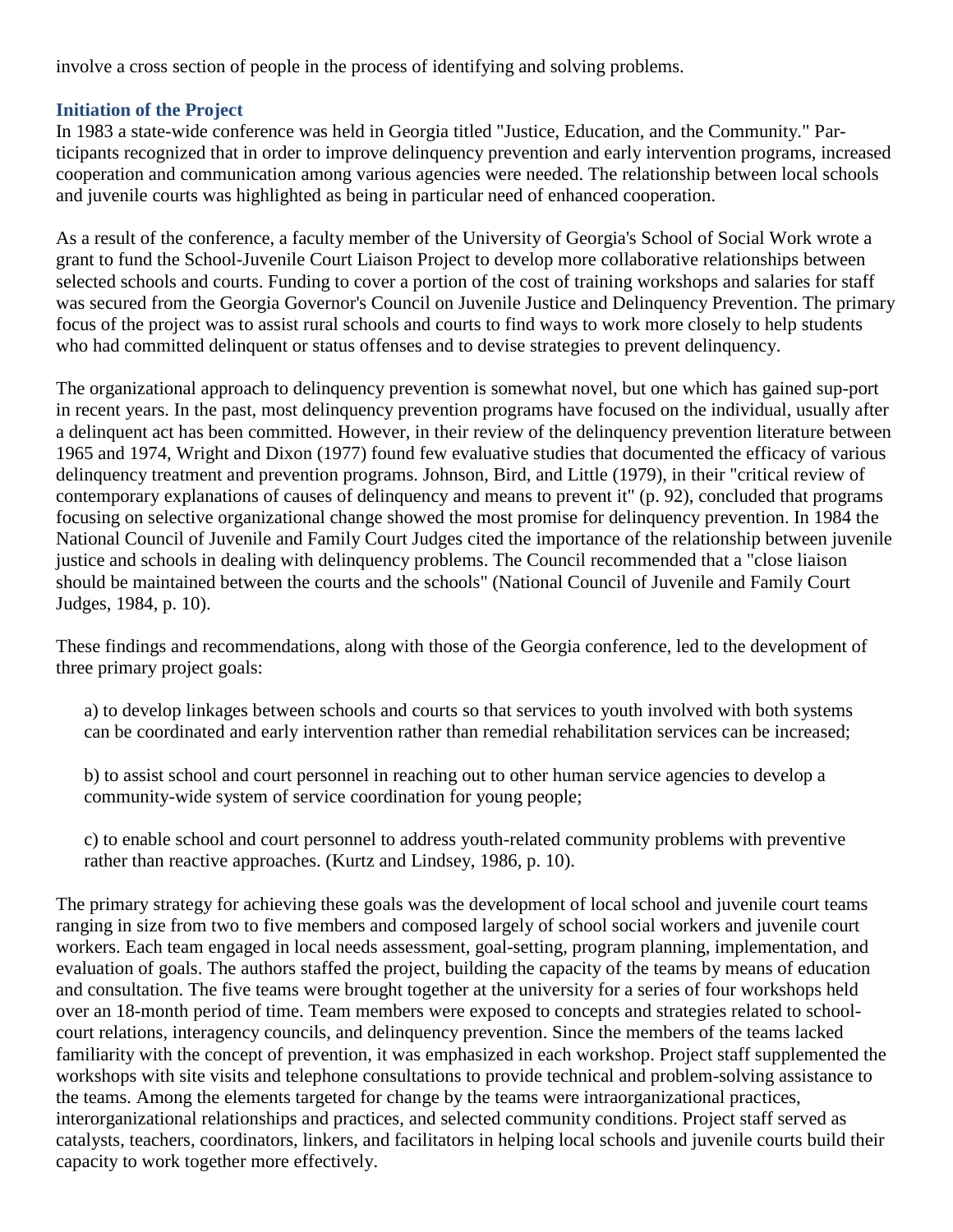involve a cross section of people in the process of identifying and solving problems.

### Initiation of the Project

In 1983 a state-wide conference was held in Georgia titled "Justice, Education, and the Community." Participants recognized that in order to improve delinquency prevention and early intervention programs, increased cooperation and communication among various agencies were needed. The relationship between local schools and juvenile courts was highlighted as being in particular need of enhanced cooperation.

As a result of the conference, a faculty member of the University of Georgia's School of Social Work wrote a grant to fund the School-Juvenile Court Liaison Project to develop more collaborative relationships between selected schools and courts. Funding to cover a portion of the cost of training workshops and salaries for staff was secured from the Georgia Governor's Council on Juvenile Justice and Delinquency Prevention. The primary focus of the project was to assist rural schools and courts to find ways to work more closely to help students who had committed delinquent or status offenses and to devise strategies to prevent delinquency.

The organizational approach to delinquency prevention is somewhat novel, but one which has gained sup-port in recent years. In the past, most delinquency prevention programs have focused on the individual, usually after a delinquent act has been committed. However, in their review of the delinquency prevention literature between 1965 and 1974, Wright and Dixon (1977) found few evaluative studies that documented the efficacy of various delinquency treatment and prevention programs. Johnson, Bird, and Little (1979), in their "critical review of contemporary explanations of causes of delinquency and means to prevent it" (p. 92), concluded that programs focusing on selective organizational change showed the most promise for delinquency prevention. In 1984 the National Council of Juvenile and Family Court Judges cited the importance of the relationship between juvenile justice and schools in dealing with delinquency problems. The Council recommended that a "close liaison should be maintained between the courts and the schools" (National Council of Juvenile and Family Court Judges, 1984, p. 10).

These findings and recommendations, along with those of the Georgia conference, led to the development of three primary project goals:

a) to develop linkages between schools and courts so that services to youth involved with both systems can be coordinated and early intervention rather than remedial rehabilitation services can be increased;

b) to assist school and court personnel in reaching out to other human service agencies to develop a community-wide system of service coordination for young people;

c) to enable school and court personnel to address youth-related community problems with preventive rather than reactive approaches. (Kurtz and Lindsey, 1986, p. 10).

The primary strategy for achieving these goals was the development of local school and juvenile court teams ranging in size from two to five members and composed largely of school social workers and juvenile court workers. Each team engaged in local needs assessment, goal-setting, program planning, implementation, and evaluation of goals. The authors staffed the project, building the capacity of the teams by means of education and consultation. The five teams were brought together at the university for a series of four workshops held over an 18-month period of time. Team members were exposed to concepts and strategies related to school-court relations, interagency councils, and delinquency prevention. Since the members of the teams lacked familiarity with the concept of prevention, it was emphasized in each workshop. Project staff supplemented the workshops with site visits and telephone consultations to provide technical and problem-solving assistance to the teams. Among the elements targeted for change by the teams were intraorganizational practices, interorganizational relationships and practices, and selected community conditions. Project staff served as catalysts, teachers, coordinators, linkers, and facilitators in helping local schools and juvenile courts build their capacity to work together more effectively.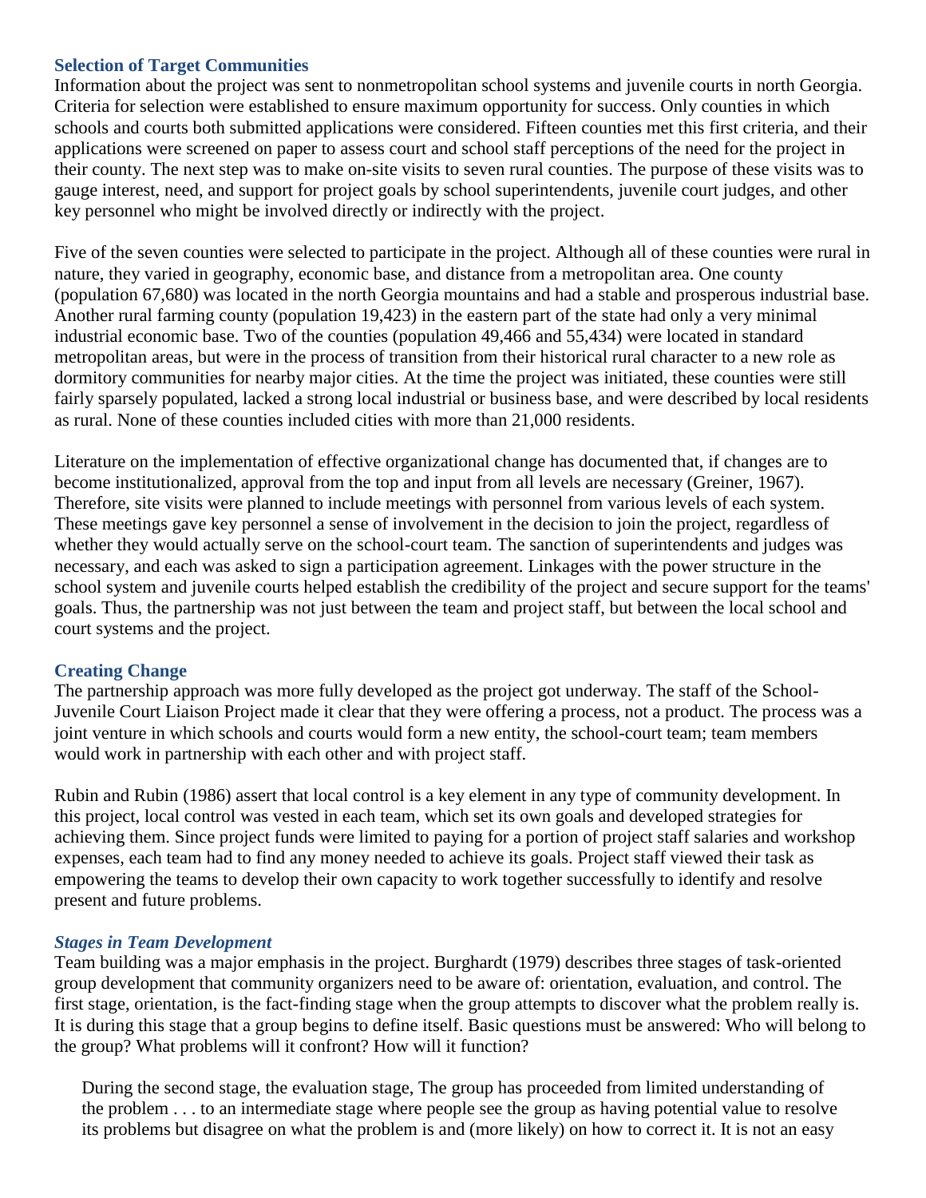### Selection of Target Communities

Information about the project was sent to nonmetropolitan school systems and juvenile courts in north Georgia. Criteria for selection were established to ensure maximum opportunity for success. Only counties in which schools and courts both submitted applications were considered. Fifteen counties met this first criteria, and their applications were screened on paper to assess court and school staff perceptions of the need for the project in their county. The next step was to make on-site visits to seven rural counties. The purpose of these visits was to gauge interest, need, and support for project goals by school superintendents, juvenile court judges, and other key personnel who might be involved directly or indirectly with the project.

Five of the seven counties were selected to participate in the project. Although all of these counties were rural in nature, they varied in geography, economic base, and distance from a metropolitan area. One county (population 67,680) was located in the north Georgia mountains and had a stable and prosperous industrial base. Another rural farming county (population 19,423) in the eastern part of the state had only a very minimal industrial economic base. Two of the counties (population 49,466 and 55,434) were located in standard metropolitan areas, but were in the process of transition from their historical rural character to a new role as dormitory communities for nearby major cities. At the time the project was initiated, these counties were still fairly sparsely populated, lacked a strong local industrial or business base, and were described by local residents as rural. None of these counties included cities with more than 21,000 residents.

Literature on the implementation of effective organizational change has documented that, if changes are to become institutionalized, approval from the top and input from all levels are necessary (Greiner, 1967). Therefore, site visits were planned to include meetings with personnel from various levels of each system. These meetings gave key personnel a sense of involvement in the decision to join the project, regardless of whether they would actually serve on the school-court team. The sanction of superintendents and judges was necessary, and each was asked to sign a participation agreement. Linkages with the power structure in the school system and juvenile courts helped establish the credibility of the project and secure support for the teams' goals. Thus, the partnership was not just between the team and project staff, but between the local school and court systems and the project.

### Creating Change

The partnership approach was more fully developed as the project got underway. The staff of the School-Juvenile Court Liaison Project made it clear that they were offering a process, not a product. The process was a joint venture in which schools and courts would form a new entity, the school-court team; team members would work in partnership with each other and with project staff.

Rubin and Rubin (1986) assert that local control is a key element in any type of community development. In this project, local control was vested in each team, which set its own goals and developed strategies for achieving them. Since project funds were limited to paying for a portion of project staff salaries and workshop expenses, each team had to find any money needed to achieve its goals. Project staff viewed their task as empowering the teams to develop their own capacity to work together successfully to identify and resolve present and future problems.

#### *Stages in Team Development*

Team building was a major emphasis in the project. Burghardt (1979) describes three stages of task-oriented group development that community organizers need to be aware of: orientation, evaluation, and control. The first stage, orientation, is the fact-finding stage when the group attempts to discover what the problem really is. It is during this stage that a group begins to define itself. Basic questions must be answered: Who will belong to the group? What problems will it confront? How will it function?

> During the second stage, the evaluation stage, The group has proceeded from limited understanding of the problem . . . to an intermediate stage where people see the group as having potential value to resolve its problems but disagree on what the problem is and (more likely) on how to correct it. It is not an easy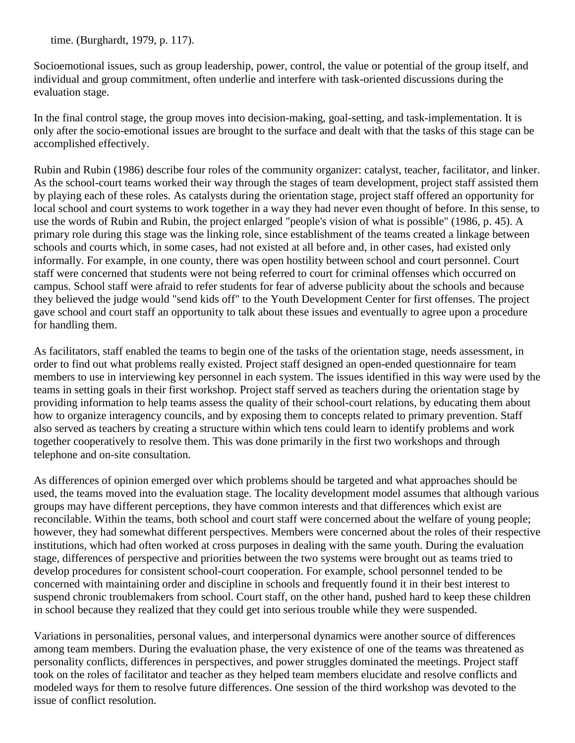time. (Burghardt, 1979, p. 117).

Socioemotional issues, such as group leadership, power, control, the value or potential of the group itself, and individual and group commitment, often underlie and interfere with task-oriented discussions during the evaluation stage.

In the final control stage, the group moves into decision-making, goal-setting, and task-implementation. It is only after the socio-emotional issues are brought to the surface and dealt with that the tasks of this stage can be accomplished effectively.

Rubin and Rubin (1986) describe four roles of the community organizer: catalyst, teacher, facilitator, and linker. As the school-court teams worked their way through the stages of team development, project staff assisted them by playing each of these roles. As catalysts during the orientation stage, project staff offered an opportunity for local school and court systems to work together in a way they had never even thought of before. In this sense, to use the words of Rubin and Rubin, the project enlarged "people's vision of what is possible" (1986, p. 45). A primary role during this stage was the linking role, since establishment of the teams created a linkage between schools and courts which, in some cases, had not existed at all before and, in other cases, had existed only informally. For example, in one county, there was open hostility between school and court personnel. Court staff were concerned that students were not being referred to court for criminal offenses which occurred on campus. School staff were afraid to refer students for fear of adverse publicity about the schools and because they believed the judge would "send kids off" to the Youth Development Center for first offenses. The project gave school and court staff an opportunity to talk about these issues and eventually to agree upon a procedure for handling them.

As facilitators, staff enabled the teams to begin one of the tasks of the orientation stage, needs assessment, in order to find out what problems really existed. Project staff designed an open-ended questionnaire for team members to use in interviewing key personnel in each system. The issues identified in this way were used by the teams in setting goals in their first workshop. Project staff served as teachers during the orientation stage by providing information to help teams assess the quality of their school-court relations, by educating them about how to organize interagency councils, and by exposing them to concepts related to primary prevention. Staff also served as teachers by creating a structure within which tens could learn to identify problems and work together cooperatively to resolve them. This was done primarily in the first two workshops and through telephone and on-site consultation.

As differences of opinion emerged over which problems should be targeted and what approaches should be used, the teams moved into the evaluation stage. The locality development model assumes that although various groups may have different perceptions, they have common interests and that differences which exist are reconcilable. Within the teams, both school and court staff were concerned about the welfare of young people; however, they had somewhat different perspectives. Members were concerned about the roles of their respective institutions, which had often worked at cross purposes in dealing with the same youth. During the evaluation stage, differences of perspective and priorities between the two systems were brought out as teams tried to develop procedures for consistent school-court cooperation. For example, school personnel tended to be concerned with maintaining order and discipline in schools and frequently found it in their best interest to suspend chronic troublemakers from school. Court staff, on the other hand, pushed hard to keep these children in school because they realized that they could get into serious trouble while they were suspended.

Variations in personalities, personal values, and interpersonal dynamics were another source of differences among team members. During the evaluation phase, the very existence of one of the teams was threatened as personality conflicts, differences in perspectives, and power struggles dominated the meetings. Project staff took on the roles of facilitator and teacher as they helped team members elucidate and resolve conflicts and modeled ways for them to resolve future differences. One session of the third workshop was devoted to the issue of conflict resolution.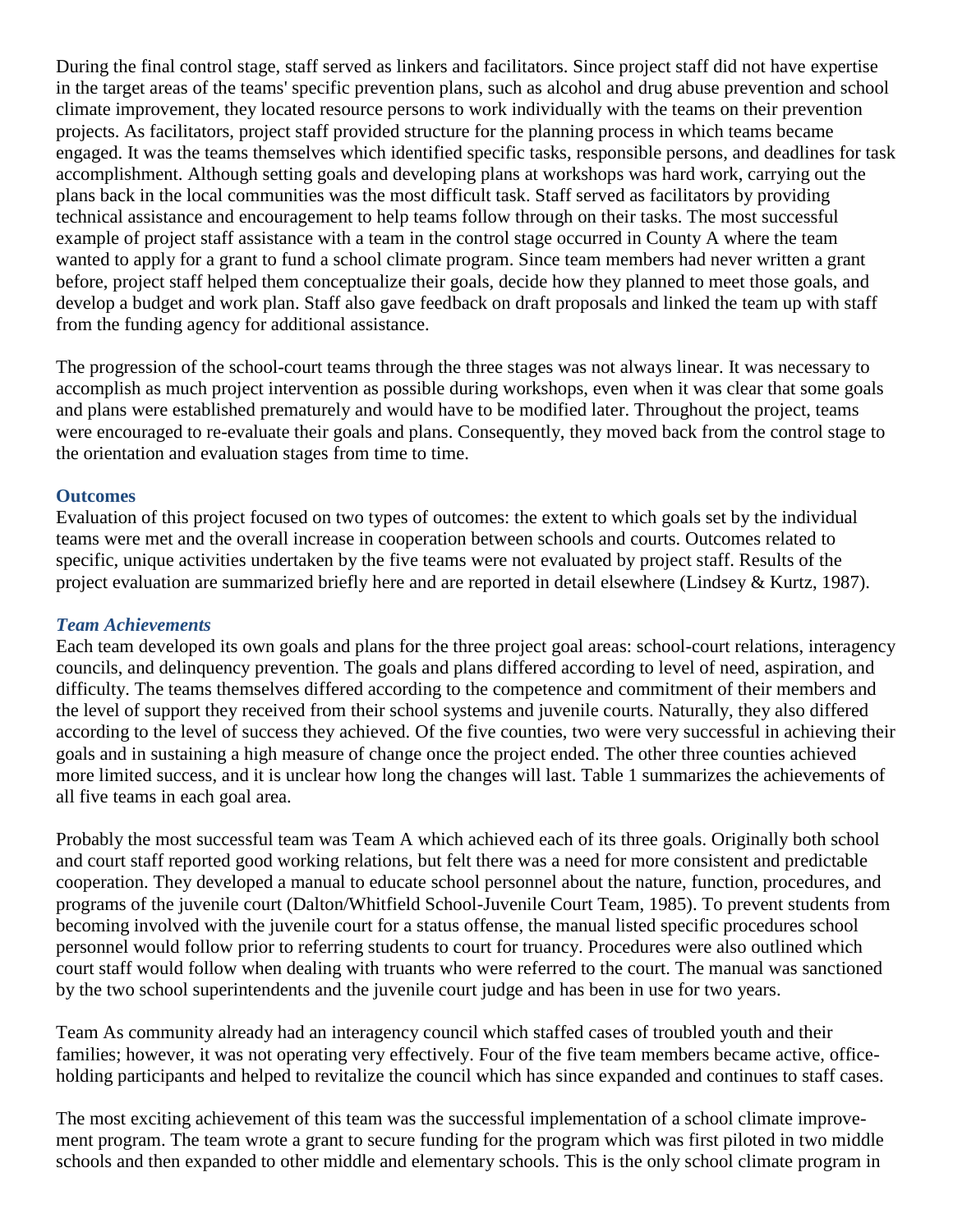During the final control stage, staff served as linkers and facilitators. Since project staff did not have expertise in the target areas of the teams' specific prevention plans, such as alcohol and drug abuse prevention and school climate improvement, they located resource persons to work individually with the teams on their prevention projects. As facilitators, project staff provided structure for the planning process in which teams became engaged. It was the teams themselves which identified specific tasks, responsible persons, and deadlines for task accomplishment. Although setting goals and developing plans at workshops was hard work, carrying out the plans back in the local communities was the most difficult task. Staff served as facilitators by providing technical assistance and encouragement to help teams follow through on their tasks. The most successful example of project staff assistance with a team in the control stage occurred in County A where the team wanted to apply for a grant to fund a school climate program. Since team members had never written a grant before, project staff helped them conceptualize their goals, decide how they planned to meet those goals, and develop a budget and work plan. Staff also gave feedback on draft proposals and linked the team up with staff from the funding agency for additional assistance.

The progression of the school-court teams through the three stages was not always linear. It was necessary to accomplish as much project intervention as possible during workshops, even when it was clear that some goals and plans were established prematurely and would have to be modified later. Throughout the project, teams were encouraged to re-evaluate their goals and plans. Consequently, they moved back from the control stage to the orientation and evaluation stages from time to time.

### Outcomes

Evaluation of this project focused on two types of outcomes: the extent to which goals set by the individual teams were met and the overall increase in cooperation between schools and courts. Outcomes related to specific, unique activities undertaken by the five teams were not evaluated by project staff. Results of the project evaluation are summarized briefly here and are reported in detail elsewhere (Lindsey & Kurtz, 1987).

#### *Team Achievements*

Each team developed its own goals and plans for the three project goal areas: school-court relations, interagency councils, and delinquency prevention. The goals and plans differed according to level of need, aspiration, and difficulty. The teams themselves differed according to the competence and commitment of their members and the level of support they received from their school systems and juvenile courts. Naturally, they also differed according to the level of success they achieved. Of the five counties, two were very successful in achieving their goals and in sustaining a high measure of change once the project ended. The other three counties achieved more limited success, and it is unclear how long the changes will last. Table 1 summarizes the achievements of all five teams in each goal area.

Probably the most successful team was Team A which achieved each of its three goals. Originally both school and court staff reported good working relations, but felt there was a need for more consistent and predictable cooperation. They developed a manual to educate school personnel about the nature, function, procedures, and programs of the juvenile court (Dalton/Whitfield School-Juvenile Court Team, 1985). To prevent students from becoming involved with the juvenile court for a status offense, the manual listed specific procedures school personnel would follow prior to referring students to court for truancy. Procedures were also outlined which court staff would follow when dealing with truants who were referred to the court. The manual was sanctioned by the two school superintendents and the juvenile court judge and has been in use for two years.

Team As community already had an interagency council which staffed cases of troubled youth and their families; however, it was not operating very effectively. Four of the five team members became active, office-holding participants and helped to revitalize the council which has since expanded and continues to staff cases.

The most exciting achievement of this team was the successful implementation of a school climate improvement program. The team wrote a grant to secure funding for the program which was first piloted in two middle schools and then expanded to other middle and elementary schools. This is the only school climate program in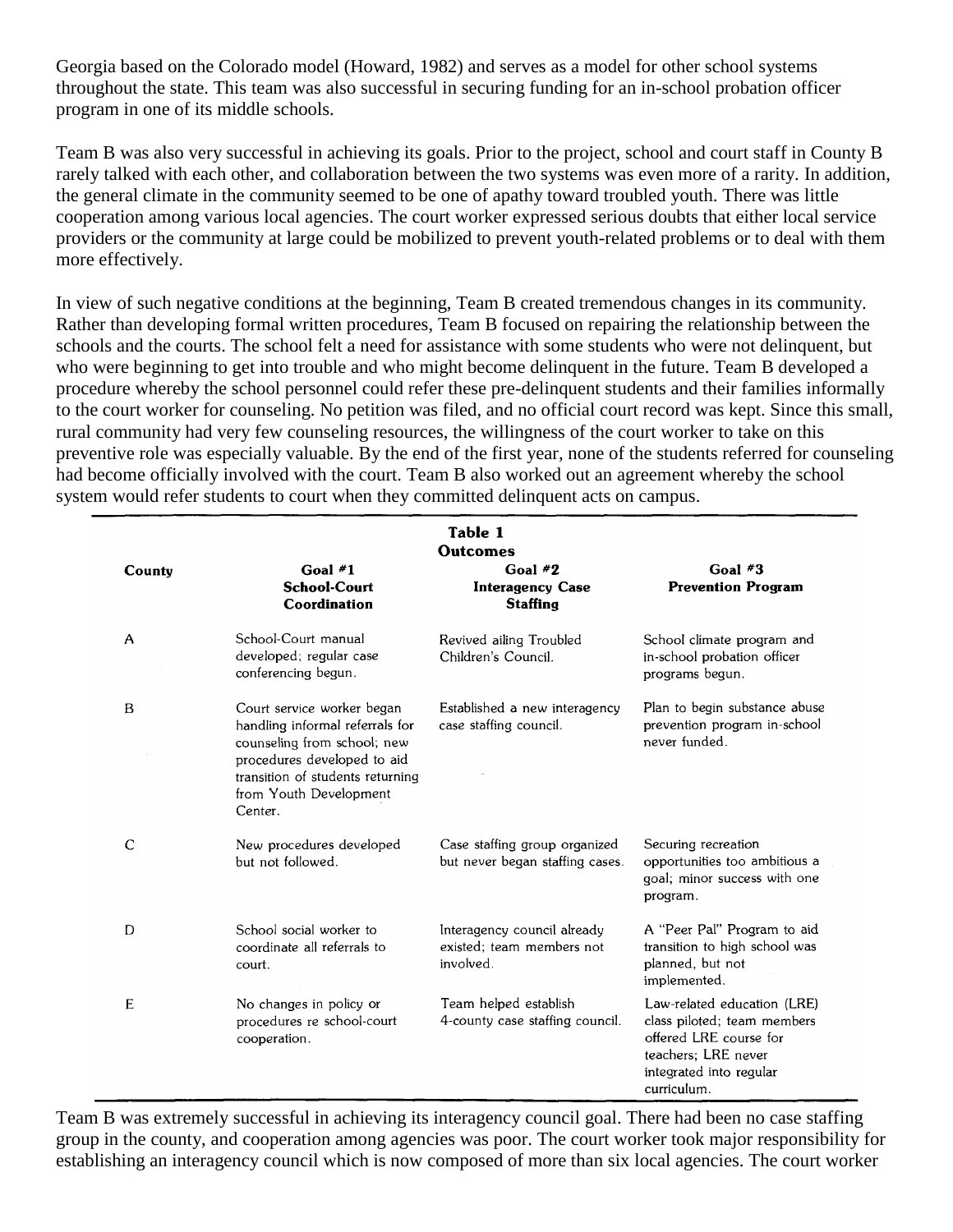Georgia based on the Colorado model (Howard, 1982) and serves as a model for other school systems throughout the state. This team was also successful in securing funding for an in-school probation officer program in one of its middle schools.

Team B was also very successful in achieving its goals. Prior to the project, school and court staff in County B rarely talked with each other, and collaboration between the two systems was even more of a rarity. In addition, the general climate in the community seemed to be one of apathy toward troubled youth. There was little cooperation among various local agencies. The court worker expressed serious doubts that either local service providers or the community at large could be mobilized to prevent youth-related problems or to deal with them more effectively.

In view of such negative conditions at the beginning, Team B created tremendous changes in its community. Rather than developing formal written procedures, Team B focused on repairing the relationship between the schools and the courts. The school felt a need for assistance with some students who were not delinquent, but who were beginning to get into trouble and who might become delinquent in the future. Team B developed a procedure whereby the school personnel could refer these pre-delinquent students and their families informally to the court worker for counseling. No petition was filed, and no official court record was kept. Since this small, rural community had very few counseling resources, the willingness of the court worker to take on this preventive role was especially valuable. By the end of the first year, none of the students referred for counseling had become officially involved with the court. Team B also worked out an agreement whereby the school system would refer students to court when they committed delinquent acts on campus.

**Table 1**
**Outcomes**

| County | Goal #1 School-Court Coordination | Goal #2 Interagency Case Staffing | Goal #3 Prevention Program |
|---|---|---|---|
| A | School-Court manual developed; regular case conferencing begun. | Revived ailing Troubled Children's Council. | School climate program and in-school probation officer programs begun. |
| B | Court service worker began handling informal referrals for counseling from school; new procedures developed to aid transition of students returning from Youth Development Center. | Established a new interagency case staffing council. | Plan to begin substance abuse prevention program in-school never funded. |
| C | New procedures developed but not followed. | Case staffing group organized but never began staffing cases. | Securing recreation opportunities too ambitious a goal; minor success with one program. |
| D | School social worker to coordinate all referrals to court. | Interagency council already existed; team members not involved. | A "Peer Pal" Program to aid transition to high school was planned, but not implemented. |
| E | No changes in policy or procedures re school-court cooperation. | Team helped establish 4-county case staffing council. | Law-related education (LRE) class piloted; team members offered LRE course for teachers; LRE never integrated into regular curriculum. |

Team B was extremely successful in achieving its interagency council goal. There had been no case staffing group in the county, and cooperation among agencies was poor. The court worker took major responsibility for establishing an interagency council which is now composed of more than six local agencies. The court worker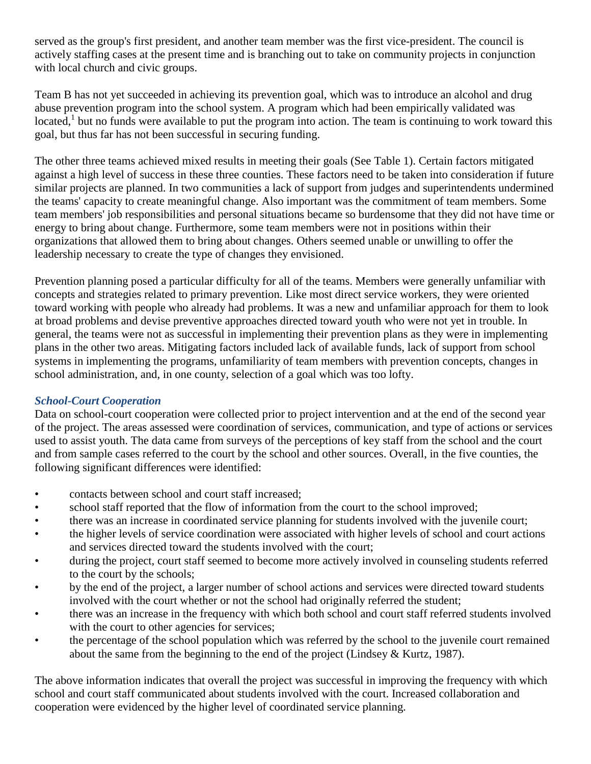served as the group's first president, and another team member was the first vice-president. The council is actively staffing cases at the present time and is branching out to take on community projects in conjunction with local church and civic groups.

Team B has not yet succeeded in achieving its prevention goal, which was to introduce an alcohol and drug abuse prevention program into the school system. A program which had been empirically validated was located,[1] but no funds were available to put the program into action. The team is continuing to work toward this goal, but thus far has not been successful in securing funding.

The other three teams achieved mixed results in meeting their goals (See Table 1). Certain factors mitigated against a high level of success in these three counties. These factors need to be taken into consideration if future similar projects are planned. In two communities a lack of support from judges and superintendents undermined the teams' capacity to create meaningful change. Also important was the commitment of team members. Some team members' job responsibilities and personal situations became so burdensome that they did not have time or energy to bring about change. Furthermore, some team members were not in positions within their organizations that allowed them to bring about changes. Others seemed unable or unwilling to offer the leadership necessary to create the type of changes they envisioned.

Prevention planning posed a particular difficulty for all of the teams. Members were generally unfamiliar with concepts and strategies related to primary prevention. Like most direct service workers, they were oriented toward working with people who already had problems. It was a new and unfamiliar approach for them to look at broad problems and devise preventive approaches directed toward youth who were not yet in trouble. In general, the teams were not as successful in implementing their prevention plans as they were in implementing plans in the other two areas. Mitigating factors included lack of available funds, lack of support from school systems in implementing the programs, unfamiliarity of team members with prevention concepts, changes in school administration, and, in one county, selection of a goal which was too lofty.

### *School-Court Cooperation*

Data on school-court cooperation were collected prior to project intervention and at the end of the second year of the project. The areas assessed were coordination of services, communication, and type of actions or services used to assist youth. The data came from surveys of the perceptions of key staff from the school and the court and from sample cases referred to the court by the school and other sources. Overall, in the five counties, the following significant differences were identified:

- contacts between school and court staff increased;
- school staff reported that the flow of information from the court to the school improved;
- there was an increase in coordinated service planning for students involved with the juvenile court;
- the higher levels of service coordination were associated with higher levels of school and court actions and services directed toward the students involved with the court;
- during the project, court staff seemed to become more actively involved in counseling students referred to the court by the schools;
- by the end of the project, a larger number of school actions and services were directed toward students involved with the court whether or not the school had originally referred the student;
- there was an increase in the frequency with which both school and court staff referred students involved with the court to other agencies for services;
- the percentage of the school population which was referred by the school to the juvenile court remained about the same from the beginning to the end of the project (Lindsey & Kurtz, 1987).

The above information indicates that overall the project was successful in improving the frequency with which school and court staff communicated about students involved with the court. Increased collaboration and cooperation were evidenced by the higher level of coordinated service planning.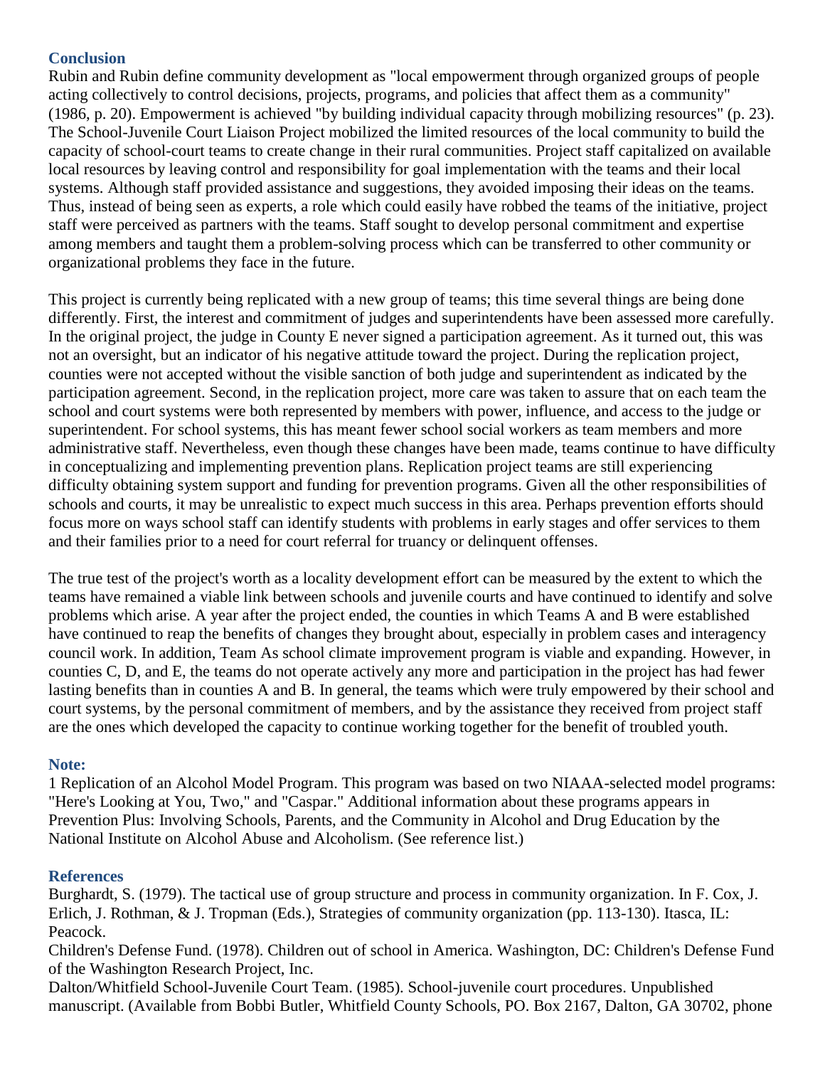## Conclusion

Rubin and Rubin define community development as "local empowerment through organized groups of people acting collectively to control decisions, projects, programs, and policies that affect them as a community" (1986, p. 20). Empowerment is achieved "by building individual capacity through mobilizing resources" (p. 23). The School-Juvenile Court Liaison Project mobilized the limited resources of the local community to build the capacity of school-court teams to create change in their rural communities. Project staff capitalized on available local resources by leaving control and responsibility for goal implementation with the teams and their local systems. Although staff provided assistance and suggestions, they avoided imposing their ideas on the teams. Thus, instead of being seen as experts, a role which could easily have robbed the teams of the initiative, project staff were perceived as partners with the teams. Staff sought to develop personal commitment and expertise among members and taught them a problem-solving process which can be transferred to other community or organizational problems they face in the future.

This project is currently being replicated with a new group of teams; this time several things are being done differently. First, the interest and commitment of judges and superintendents have been assessed more carefully. In the original project, the judge in County E never signed a participation agreement. As it turned out, this was not an oversight, but an indicator of his negative attitude toward the project. During the replication project, counties were not accepted without the visible sanction of both judge and superintendent as indicated by the participation agreement. Second, in the replication project, more care was taken to assure that on each team the school and court systems were both represented by members with power, influence, and access to the judge or superintendent. For school systems, this has meant fewer school social workers as team members and more administrative staff. Nevertheless, even though these changes have been made, teams continue to have difficulty in conceptualizing and implementing prevention plans. Replication project teams are still experiencing difficulty obtaining system support and funding for prevention programs. Given all the other responsibilities of schools and courts, it may be unrealistic to expect much success in this area. Perhaps prevention efforts should focus more on ways school staff can identify students with problems in early stages and offer services to them and their families prior to a need for court referral for truancy or delinquent offenses.

The true test of the project's worth as a locality development effort can be measured by the extent to which the teams have remained a viable link between schools and juvenile courts and have continued to identify and solve problems which arise. A year after the project ended, the counties in which Teams A and B were established have continued to reap the benefits of changes they brought about, especially in problem cases and interagency council work. In addition, Team As school climate improvement program is viable and expanding. However, in counties C, D, and E, the teams do not operate actively any more and participation in the project has had fewer lasting benefits than in counties A and B. In general, the teams which were truly empowered by their school and court systems, by the personal commitment of members, and by the assistance they received from project staff are the ones which developed the capacity to continue working together for the benefit of troubled youth.

## Note:

1 Replication of an Alcohol Model Program. This program was based on two NIAAA-selected model programs: "Here's Looking at You, Two," and "Caspar." Additional information about these programs appears in Prevention Plus: Involving Schools, Parents, and the Community in Alcohol and Drug Education by the National Institute on Alcohol Abuse and Alcoholism. (See reference list.)

## References

Burghardt, S. (1979). The tactical use of group structure and process in community organization. In F. Cox, J. Erlich, J. Rothman, & J. Tropman (Eds.), Strategies of community organization (pp. 113-130). Itasca, IL: Peacock.

Children's Defense Fund. (1978). Children out of school in America. Washington, DC: Children's Defense Fund of the Washington Research Project, Inc.

Dalton/Whitfield School-Juvenile Court Team. (1985). School-juvenile court procedures. Unpublished manuscript. (Available from Bobbi Butler, Whitfield County Schools, PO. Box 2167, Dalton, GA 30702, phone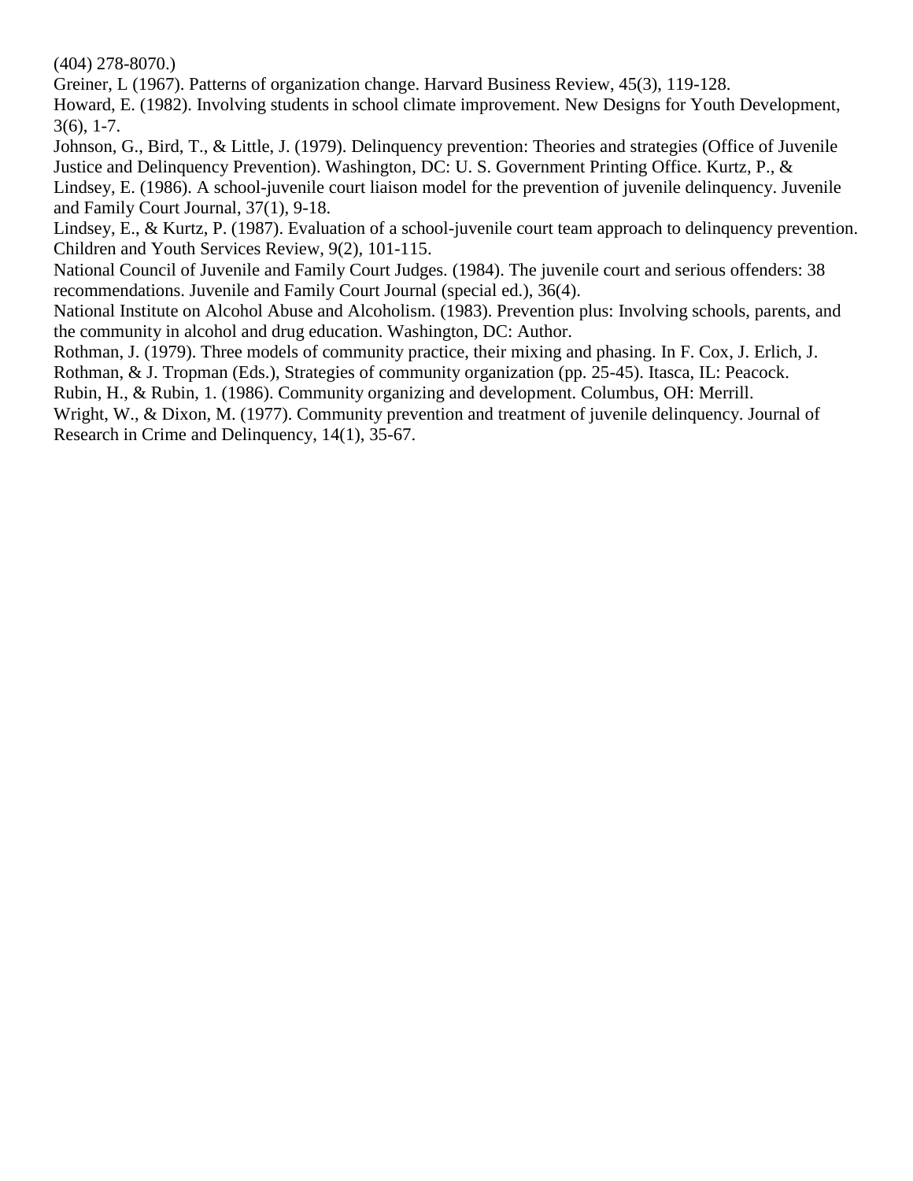(404) 278-8070.)

Greiner, L (1967). Patterns of organization change. Harvard Business Review, 45(3), 119-128.

Howard, E. (1982). Involving students in school climate improvement. New Designs for Youth Development, 3(6), 1-7.

Johnson, G., Bird, T., & Little, J. (1979). Delinquency prevention: Theories and strategies (Office of Juvenile Justice and Delinquency Prevention). Washington, DC: U. S. Government Printing Office. Kurtz, P., & Lindsey, E. (1986). A school-juvenile court liaison model for the prevention of juvenile delinquency. Juvenile and Family Court Journal, 37(1), 9-18.

Lindsey, E., & Kurtz, P. (1987). Evaluation of a school-juvenile court team approach to delinquency prevention. Children and Youth Services Review, 9(2), 101-115.

National Council of Juvenile and Family Court Judges. (1984). The juvenile court and serious offenders: 38 recommendations. Juvenile and Family Court Journal (special ed.), 36(4).

National Institute on Alcohol Abuse and Alcoholism. (1983). Prevention plus: Involving schools, parents, and the community in alcohol and drug education. Washington, DC: Author.

Rothman, J. (1979). Three models of community practice, their mixing and phasing. In F. Cox, J. Erlich, J. Rothman, & J. Tropman (Eds.), Strategies of community organization (pp. 25-45). Itasca, IL: Peacock.

Rubin, H., & Rubin, 1. (1986). Community organizing and development. Columbus, OH: Merrill.

Wright, W., & Dixon, M. (1977). Community prevention and treatment of juvenile delinquency. Journal of Research in Crime and Delinquency, 14(1), 35-67.